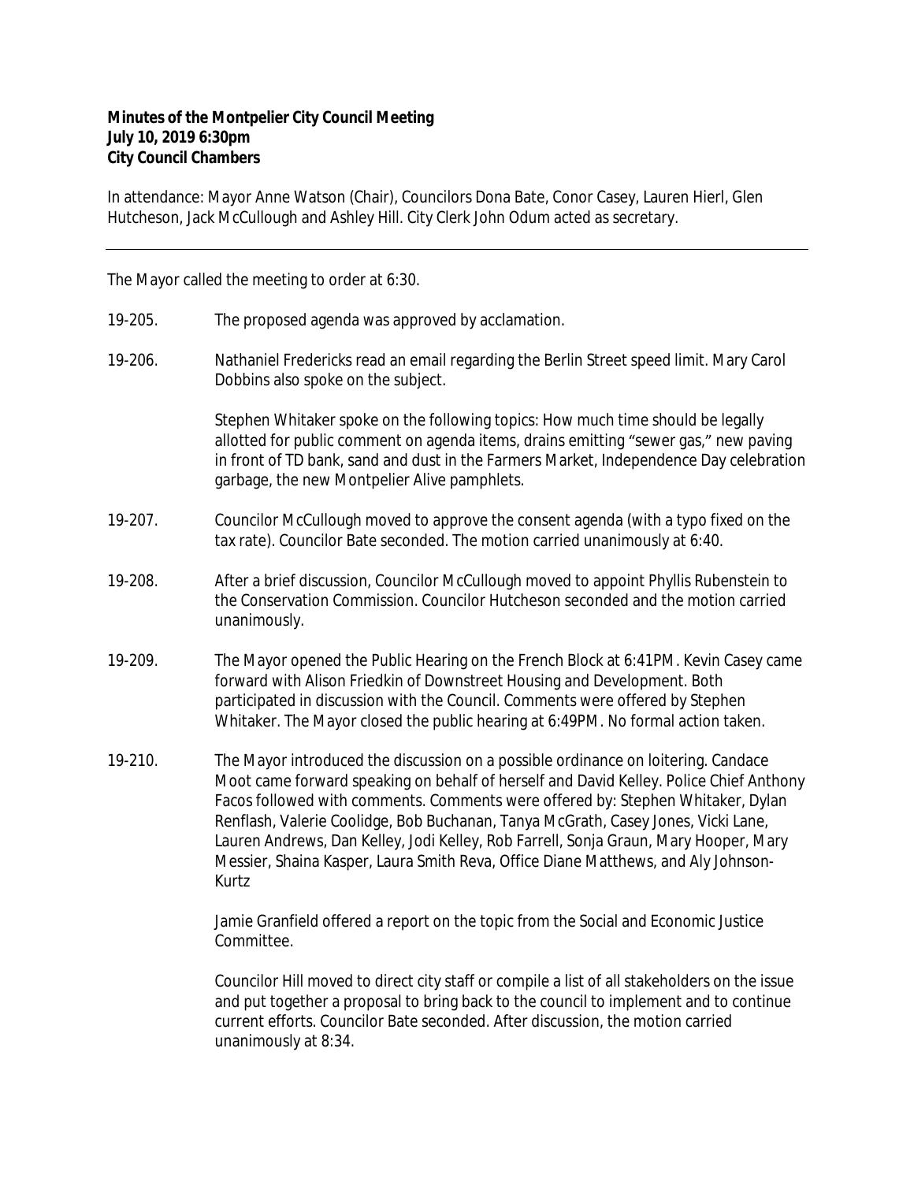**Minutes of the Montpelier City Council Meeting**
**July 10, 2019 6:30pm**
**City Council Chambers**

In attendance: Mayor Anne Watson (Chair), Councilors Dona Bate, Conor Casey, Lauren Hierl, Glen Hutcheson, Jack McCullough and Ashley Hill. City Clerk John Odum acted as secretary.

---

The Mayor called the meeting to order at 6:30.

19-205. The proposed agenda was approved by acclamation.

19-206. Nathaniel Fredericks read an email regarding the Berlin Street speed limit. Mary Carol Dobbins also spoke on the subject.

Stephen Whitaker spoke on the following topics: How much time should be legally allotted for public comment on agenda items, drains emitting "sewer gas," new paving in front of TD bank, sand and dust in the Farmers Market, Independence Day celebration garbage, the new Montpelier Alive pamphlets.

19-207. Councilor McCullough moved to approve the consent agenda (with a typo fixed on the tax rate). Councilor Bate seconded. The motion carried unanimously at 6:40.

19-208. After a brief discussion, Councilor McCullough moved to appoint Phyllis Rubenstein to the Conservation Commission. Councilor Hutcheson seconded and the motion carried unanimously.

19-209. The Mayor opened the Public Hearing on the French Block at 6:41PM. Kevin Casey came forward with Alison Friedkin of Downstreet Housing and Development. Both participated in discussion with the Council. Comments were offered by Stephen Whitaker. The Mayor closed the public hearing at 6:49PM. No formal action taken.

19-210. The Mayor introduced the discussion on a possible ordinance on loitering. Candace Moot came forward speaking on behalf of herself and David Kelley. Police Chief Anthony Facos followed with comments. Comments were offered by: Stephen Whitaker, Dylan Renflash, Valerie Coolidge, Bob Buchanan, Tanya McGrath, Casey Jones, Vicki Lane, Lauren Andrews, Dan Kelley, Jodi Kelley, Rob Farrell, Sonja Graun, Mary Hooper, Mary Messier, Shaina Kasper, Laura Smith Reva, Office Diane Matthews, and Aly Johnson-Kurtz

Jamie Granfield offered a report on the topic from the Social and Economic Justice Committee.

Councilor Hill moved to direct city staff or compile a list of all stakeholders on the issue and put together a proposal to bring back to the council to implement and to continue current efforts. Councilor Bate seconded. After discussion, the motion carried unanimously at 8:34.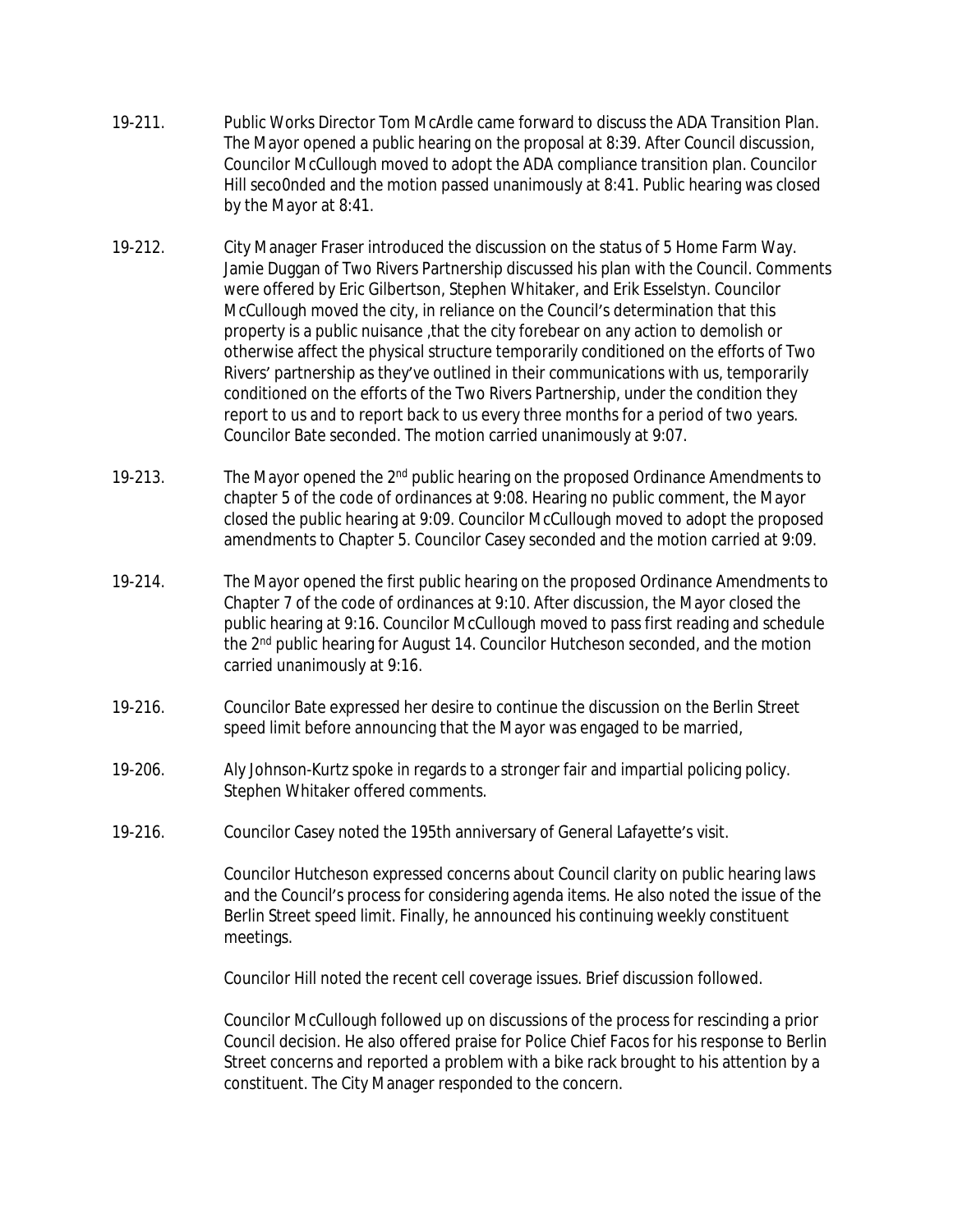19-211. Public Works Director Tom McArdle came forward to discuss the ADA Transition Plan. The Mayor opened a public hearing on the proposal at 8:39. After Council discussion, Councilor McCullough moved to adopt the ADA compliance transition plan. Councilor Hill seco0nded and the motion passed unanimously at 8:41. Public hearing was closed by the Mayor at 8:41.

19-212. City Manager Fraser introduced the discussion on the status of 5 Home Farm Way. Jamie Duggan of Two Rivers Partnership discussed his plan with the Council. Comments were offered by Eric Gilbertson, Stephen Whitaker, and Erik Esselstyn. Councilor McCullough moved the city, in reliance on the Council's determination that this property is a public nuisance ,that the city forebear on any action to demolish or otherwise affect the physical structure temporarily conditioned on the efforts of Two Rivers' partnership as they've outlined in their communications with us, temporarily conditioned on the efforts of the Two Rivers Partnership, under the condition they report to us and to report back to us every three months for a period of two years. Councilor Bate seconded. The motion carried unanimously at 9:07.

19-213. The Mayor opened the 2nd public hearing on the proposed Ordinance Amendments to chapter 5 of the code of ordinances at 9:08. Hearing no public comment, the Mayor closed the public hearing at 9:09. Councilor McCullough moved to adopt the proposed amendments to Chapter 5. Councilor Casey seconded and the motion carried at 9:09.

19-214. The Mayor opened the first public hearing on the proposed Ordinance Amendments to Chapter 7 of the code of ordinances at 9:10. After discussion, the Mayor closed the public hearing at 9:16. Councilor McCullough moved to pass first reading and schedule the 2nd public hearing for August 14. Councilor Hutcheson seconded, and the motion carried unanimously at 9:16.

19-216. Councilor Bate expressed her desire to continue the discussion on the Berlin Street speed limit before announcing that the Mayor was engaged to be married,

19-206. Aly Johnson-Kurtz spoke in regards to a stronger fair and impartial policing policy. Stephen Whitaker offered comments.

19-216. Councilor Casey noted the 195th anniversary of General Lafayette's visit.

Councilor Hutcheson expressed concerns about Council clarity on public hearing laws and the Council's process for considering agenda items. He also noted the issue of the Berlin Street speed limit. Finally, he announced his continuing weekly constituent meetings.

Councilor Hill noted the recent cell coverage issues. Brief discussion followed.

Councilor McCullough followed up on discussions of the process for rescinding a prior Council decision. He also offered praise for Police Chief Facos for his response to Berlin Street concerns and reported a problem with a bike rack brought to his attention by a constituent. The City Manager responded to the concern.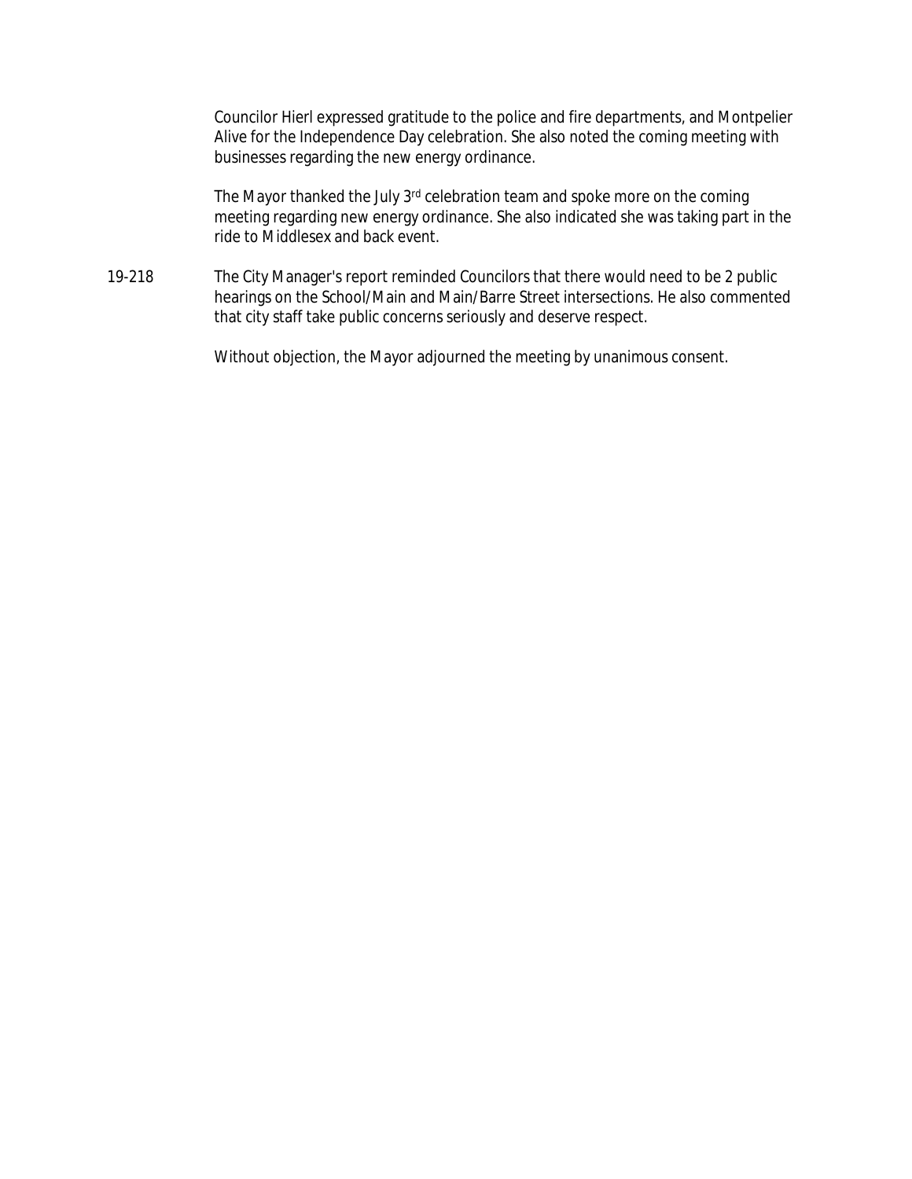Councilor Hierl expressed gratitude to the police and fire departments, and Montpelier Alive for the Independence Day celebration. She also noted the coming meeting with businesses regarding the new energy ordinance.

The Mayor thanked the July 3rd celebration team and spoke more on the coming meeting regarding new energy ordinance. She also indicated she was taking part in the ride to Middlesex and back event.

19-218 The City Manager's report reminded Councilors that there would need to be 2 public hearings on the School/Main and Main/Barre Street intersections. He also commented that city staff take public concerns seriously and deserve respect.

Without objection, the Mayor adjourned the meeting by unanimous consent.